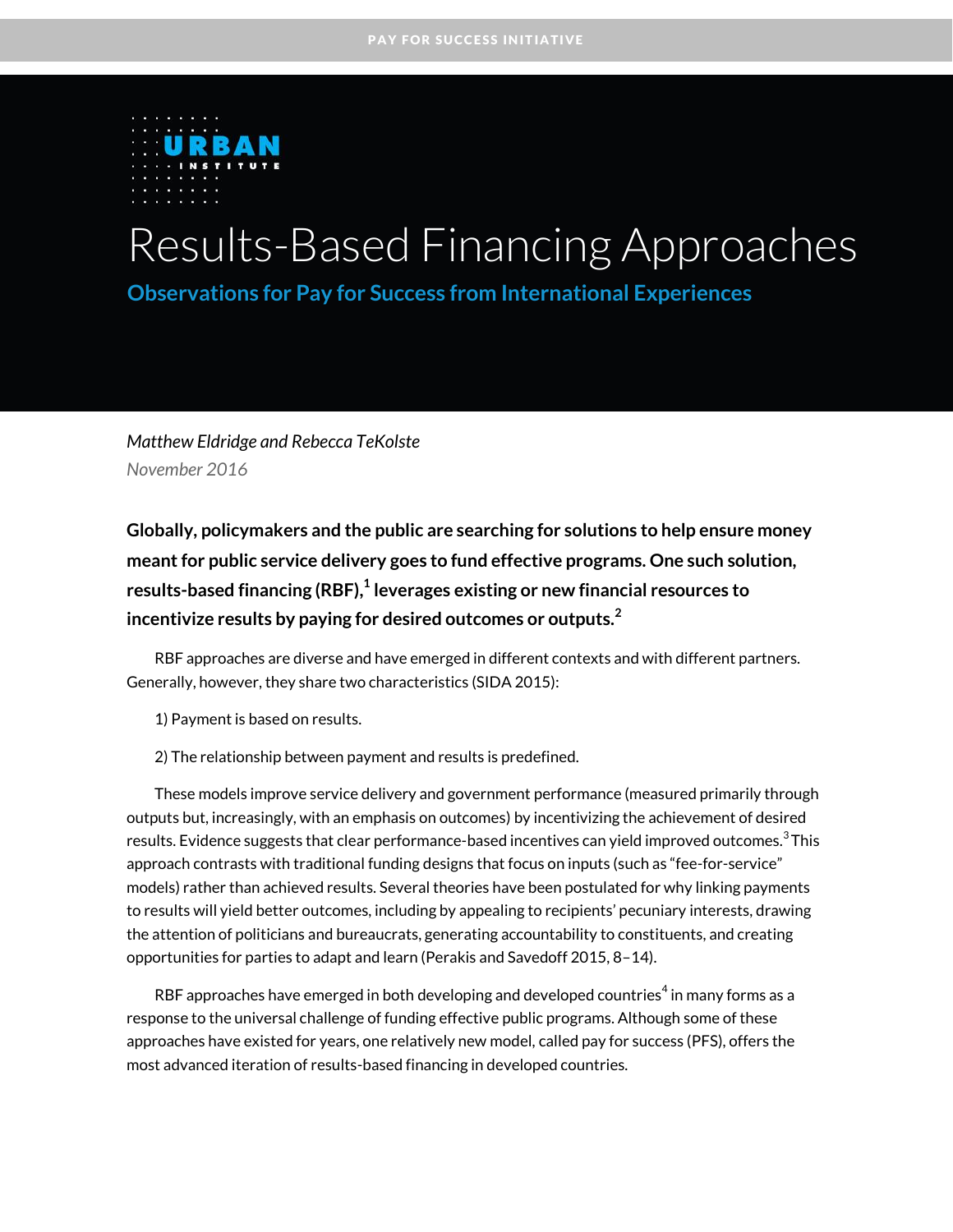PAY FOR SUCCESS INITIATIVE

# Results-Based Financing Approaches

## Observations for Pay for Success from International Experiences

*Matthew Eldridge and Rebecca TeKolste*

*November 2016*

**Globally, policymakers and the public are searching for solutions to help ensure money meant for public service delivery goes to fund effective programs. One such solution, results-based financing (RBF),[1] leverages existing or new financial resources to incentivize results by paying for desired outcomes or outputs.[2]**

RBF approaches are diverse and have emerged in different contexts and with different partners. Generally, however, they share two characteristics (SIDA 2015):

1) Payment is based on results.

2) The relationship between payment and results is predefined.

These models improve service delivery and government performance (measured primarily through outputs but, increasingly, with an emphasis on outcomes) by incentivizing the achievement of desired results. Evidence suggests that clear performance-based incentives can yield improved outcomes.[3] This approach contrasts with traditional funding designs that focus on inputs (such as "fee-for-service" models) rather than achieved results. Several theories have been postulated for why linking payments to results will yield better outcomes, including by appealing to recipients' pecuniary interests, drawing the attention of politicians and bureaucrats, generating accountability to constituents, and creating opportunities for parties to adapt and learn (Perakis and Savedoff 2015, 8–14).

RBF approaches have emerged in both developing and developed countries[4] in many forms as a response to the universal challenge of funding effective public programs. Although some of these approaches have existed for years, one relatively new model, called pay for success (PFS), offers the most advanced iteration of results-based financing in developed countries.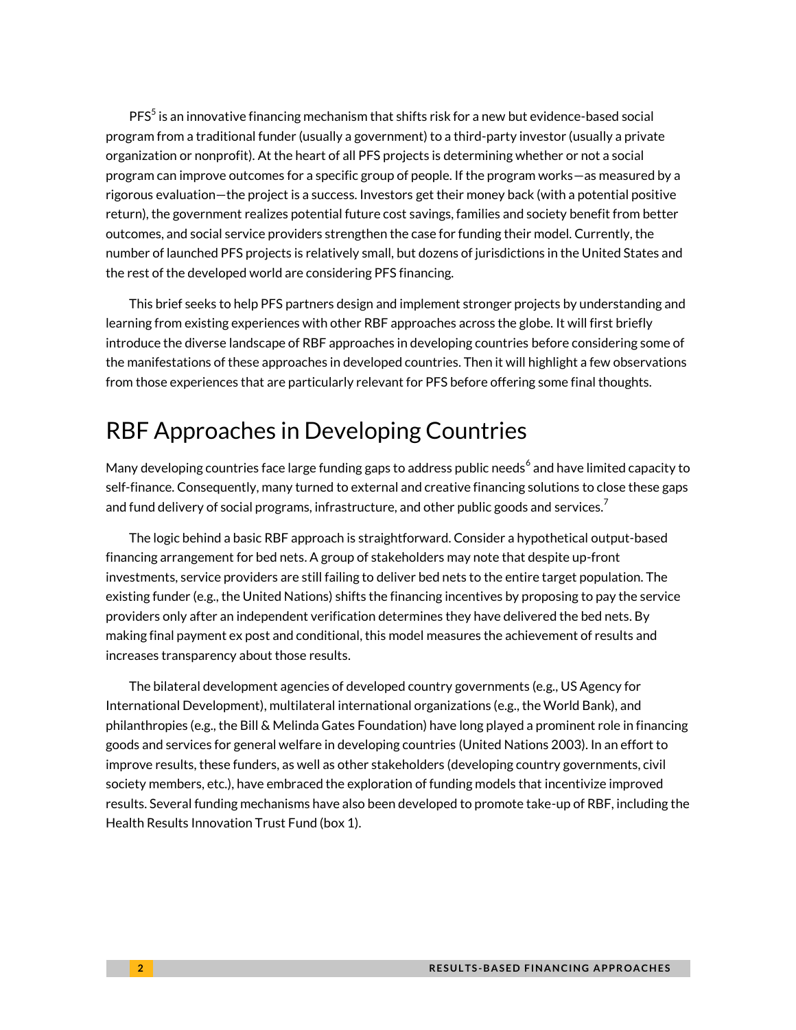PFS[5] is an innovative financing mechanism that shifts risk for a new but evidence-based social program from a traditional funder (usually a government) to a third-party investor (usually a private organization or nonprofit). At the heart of all PFS projects is determining whether or not a social program can improve outcomes for a specific group of people. If the program works—as measured by a rigorous evaluation—the project is a success. Investors get their money back (with a potential positive return), the government realizes potential future cost savings, families and society benefit from better outcomes, and social service providers strengthen the case for funding their model. Currently, the number of launched PFS projects is relatively small, but dozens of jurisdictions in the United States and the rest of the developed world are considering PFS financing.

This brief seeks to help PFS partners design and implement stronger projects by understanding and learning from existing experiences with other RBF approaches across the globe. It will first briefly introduce the diverse landscape of RBF approaches in developing countries before considering some of the manifestations of these approaches in developed countries. Then it will highlight a few observations from those experiences that are particularly relevant for PFS before offering some final thoughts.

## RBF Approaches in Developing Countries

Many developing countries face large funding gaps to address public needs[6] and have limited capacity to self-finance. Consequently, many turned to external and creative financing solutions to close these gaps and fund delivery of social programs, infrastructure, and other public goods and services.[7]

The logic behind a basic RBF approach is straightforward. Consider a hypothetical output-based financing arrangement for bed nets. A group of stakeholders may note that despite up-front investments, service providers are still failing to deliver bed nets to the entire target population. The existing funder (e.g., the United Nations) shifts the financing incentives by proposing to pay the service providers only after an independent verification determines they have delivered the bed nets. By making final payment ex post and conditional, this model measures the achievement of results and increases transparency about those results.

The bilateral development agencies of developed country governments (e.g., US Agency for International Development), multilateral international organizations (e.g., the World Bank), and philanthropies (e.g., the Bill & Melinda Gates Foundation) have long played a prominent role in financing goods and services for general welfare in developing countries (United Nations 2003). In an effort to improve results, these funders, as well as other stakeholders (developing country governments, civil society members, etc.), have embraced the exploration of funding models that incentivize improved results. Several funding mechanisms have also been developed to promote take-up of RBF, including the Health Results Innovation Trust Fund (box 1).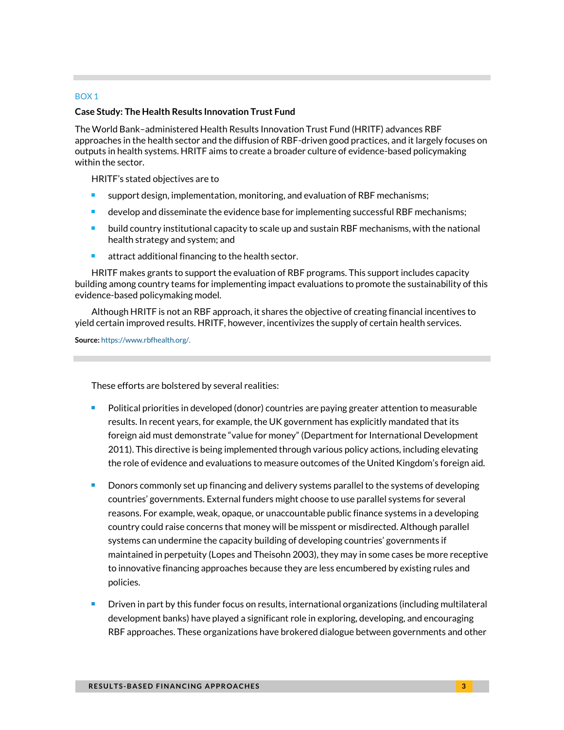BOX 1

**Case Study: The Health Results Innovation Trust Fund**

The World Bank–administered Health Results Innovation Trust Fund (HRITF) advances RBF approaches in the health sector and the diffusion of RBF-driven good practices, and it largely focuses on outputs in health systems. HRITF aims to create a broader culture of evidence-based policymaking within the sector.

HRITF's stated objectives are to

- support design, implementation, monitoring, and evaluation of RBF mechanisms;
- develop and disseminate the evidence base for implementing successful RBF mechanisms;
- build country institutional capacity to scale up and sustain RBF mechanisms, with the national health strategy and system; and
- attract additional financing to the health sector.

HRITF makes grants to support the evaluation of RBF programs. This support includes capacity building among country teams for implementing impact evaluations to promote the sustainability of this evidence-based policymaking model.

Although HRITF is not an RBF approach, it shares the objective of creating financial incentives to yield certain improved results. HRITF, however, incentivizes the supply of certain health services.

**Source:** https://www.rbfhealth.org/.

---

These efforts are bolstered by several realities:

- Political priorities in developed (donor) countries are paying greater attention to measurable results. In recent years, for example, the UK government has explicitly mandated that its foreign aid must demonstrate "value for money" (Department for International Development 2011). This directive is being implemented through various policy actions, including elevating the role of evidence and evaluations to measure outcomes of the United Kingdom's foreign aid.
- Donors commonly set up financing and delivery systems parallel to the systems of developing countries' governments. External funders might choose to use parallel systems for several reasons. For example, weak, opaque, or unaccountable public finance systems in a developing country could raise concerns that money will be misspent or misdirected. Although parallel systems can undermine the capacity building of developing countries' governments if maintained in perpetuity (Lopes and Theisohn 2003), they may in some cases be more receptive to innovative financing approaches because they are less encumbered by existing rules and policies.
- Driven in part by this funder focus on results, international organizations (including multilateral development banks) have played a significant role in exploring, developing, and encouraging RBF approaches. These organizations have brokered dialogue between governments and other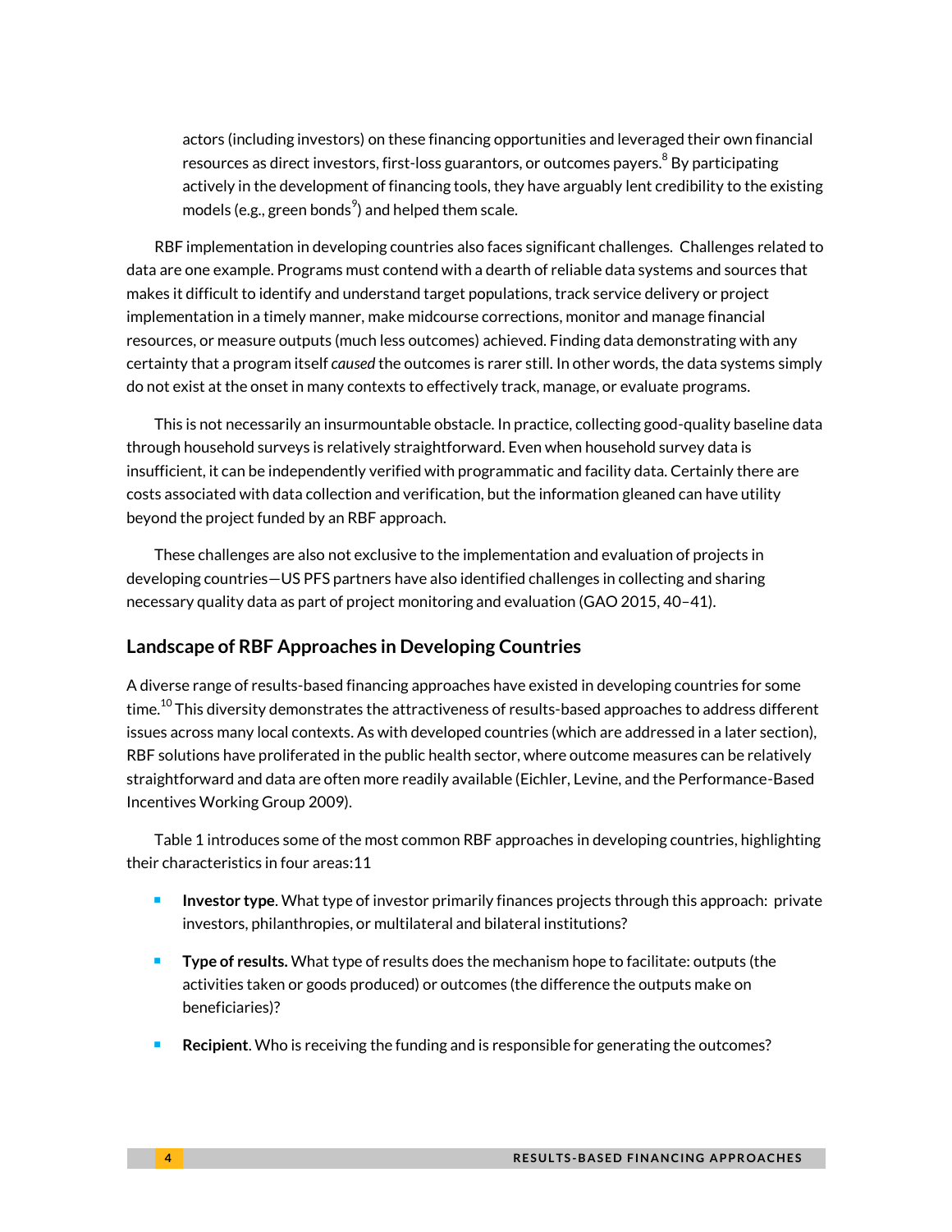actors (including investors) on these financing opportunities and leveraged their own financial resources as direct investors, first-loss guarantors, or outcomes payers.[8] By participating actively in the development of financing tools, they have arguably lent credibility to the existing models (e.g., green bonds[9]) and helped them scale.

RBF implementation in developing countries also faces significant challenges. Challenges related to data are one example. Programs must contend with a dearth of reliable data systems and sources that makes it difficult to identify and understand target populations, track service delivery or project implementation in a timely manner, make midcourse corrections, monitor and manage financial resources, or measure outputs (much less outcomes) achieved. Finding data demonstrating with any certainty that a program itself *caused* the outcomes is rarer still. In other words, the data systems simply do not exist at the onset in many contexts to effectively track, manage, or evaluate programs.

This is not necessarily an insurmountable obstacle. In practice, collecting good-quality baseline data through household surveys is relatively straightforward. Even when household survey data is insufficient, it can be independently verified with programmatic and facility data. Certainly there are costs associated with data collection and verification, but the information gleaned can have utility beyond the project funded by an RBF approach.

These challenges are also not exclusive to the implementation and evaluation of projects in developing countries—US PFS partners have also identified challenges in collecting and sharing necessary quality data as part of project monitoring and evaluation (GAO 2015, 40–41).

## Landscape of RBF Approaches in Developing Countries

A diverse range of results-based financing approaches have existed in developing countries for some time.[10] This diversity demonstrates the attractiveness of results-based approaches to address different issues across many local contexts. As with developed countries (which are addressed in a later section), RBF solutions have proliferated in the public health sector, where outcome measures can be relatively straightforward and data are often more readily available (Eichler, Levine, and the Performance-Based Incentives Working Group 2009).

Table 1 introduces some of the most common RBF approaches in developing countries, highlighting their characteristics in four areas:11

- **Investor type**. What type of investor primarily finances projects through this approach: private investors, philanthropies, or multilateral and bilateral institutions?
- **Type of results.** What type of results does the mechanism hope to facilitate: outputs (the activities taken or goods produced) or outcomes (the difference the outputs make on beneficiaries)?
- **Recipient**. Who is receiving the funding and is responsible for generating the outcomes?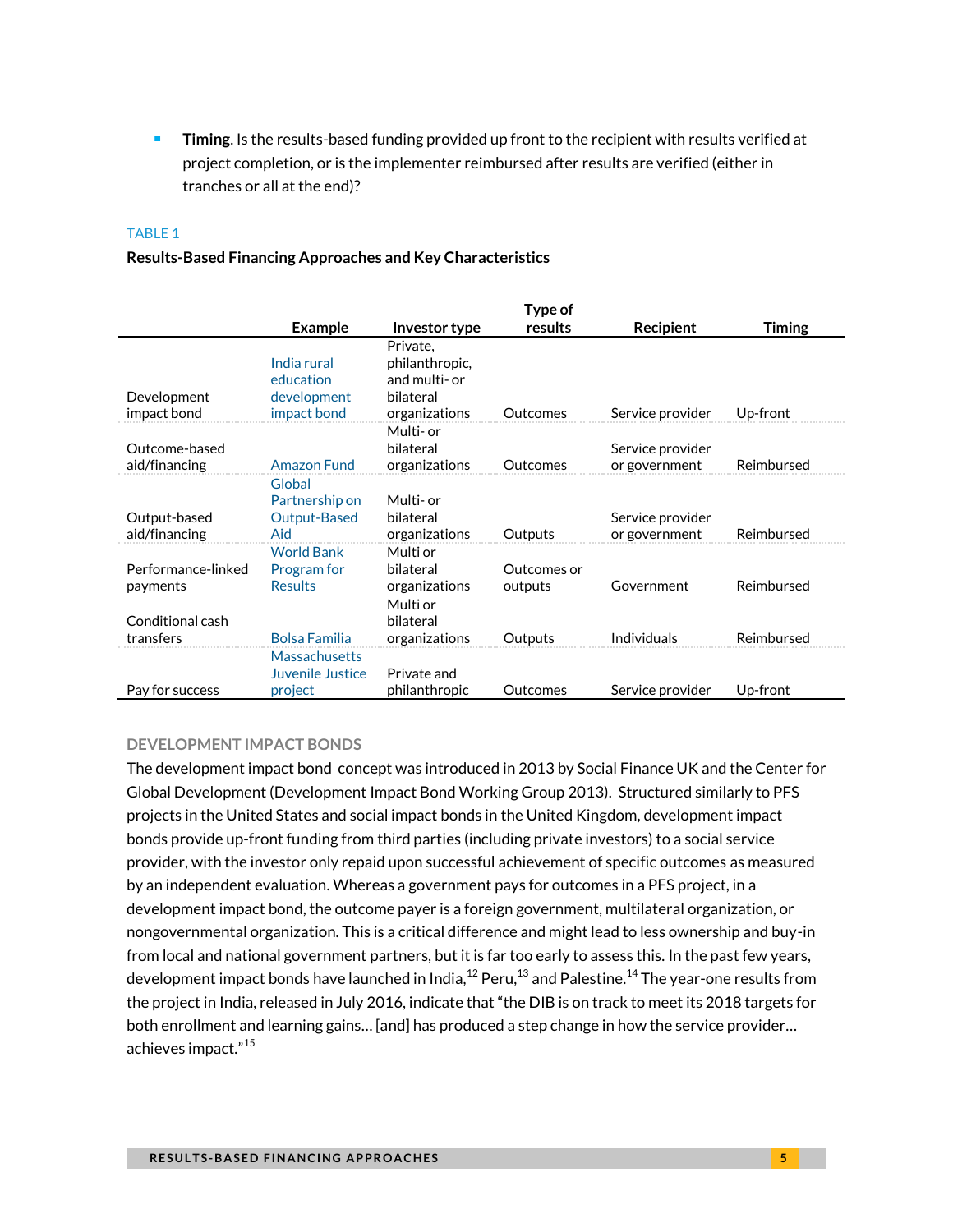- **Timing**. Is the results-based funding provided up front to the recipient with results verified at project completion, or is the implementer reimbursed after results are verified (either in tranches or all at the end)?

TABLE 1

**Results-Based Financing Approaches and Key Characteristics**

| | Example | Investor type | Type of results | Recipient | Timing |
|---|---|---|---|---|---|
| Development impact bond | India rural education development impact bond | Private, philanthropic, and multi- or bilateral organizations | Outcomes | Service provider | Up-front |
| Outcome-based aid/financing | Amazon Fund | Multi- or bilateral organizations | Outcomes | Service provider or government | Reimbursed |
| Output-based aid/financing | Global Partnership on Output-Based Aid | Multi- or bilateral organizations | Outputs | Service provider or government | Reimbursed |
| Performance-linked payments | World Bank Program for Results | Multi or bilateral organizations | Outcomes or outputs | Government | Reimbursed |
| Conditional cash transfers | Bolsa Familia | Multi or bilateral organizations | Outputs | Individuals | Reimbursed |
| Pay for success | Massachusetts Juvenile Justice project | Private and philanthropic | Outcomes | Service provider | Up-front |

### DEVELOPMENT IMPACT BONDS

The development impact bond concept was introduced in 2013 by Social Finance UK and the Center for Global Development (Development Impact Bond Working Group 2013). Structured similarly to PFS projects in the United States and social impact bonds in the United Kingdom, development impact bonds provide up-front funding from third parties (including private investors) to a social service provider, with the investor only repaid upon successful achievement of specific outcomes as measured by an independent evaluation. Whereas a government pays for outcomes in a PFS project, in a development impact bond, the outcome payer is a foreign government, multilateral organization, or nongovernmental organization. This is a critical difference and might lead to less ownership and buy-in from local and national government partners, but it is far too early to assess this. In the past few years, development impact bonds have launched in India,[12] Peru,[13] and Palestine.[14] The year-one results from the project in India, released in July 2016, indicate that "the DIB is on track to meet its 2018 targets for both enrollment and learning gains… [and] has produced a step change in how the service provider… achieves impact."[15]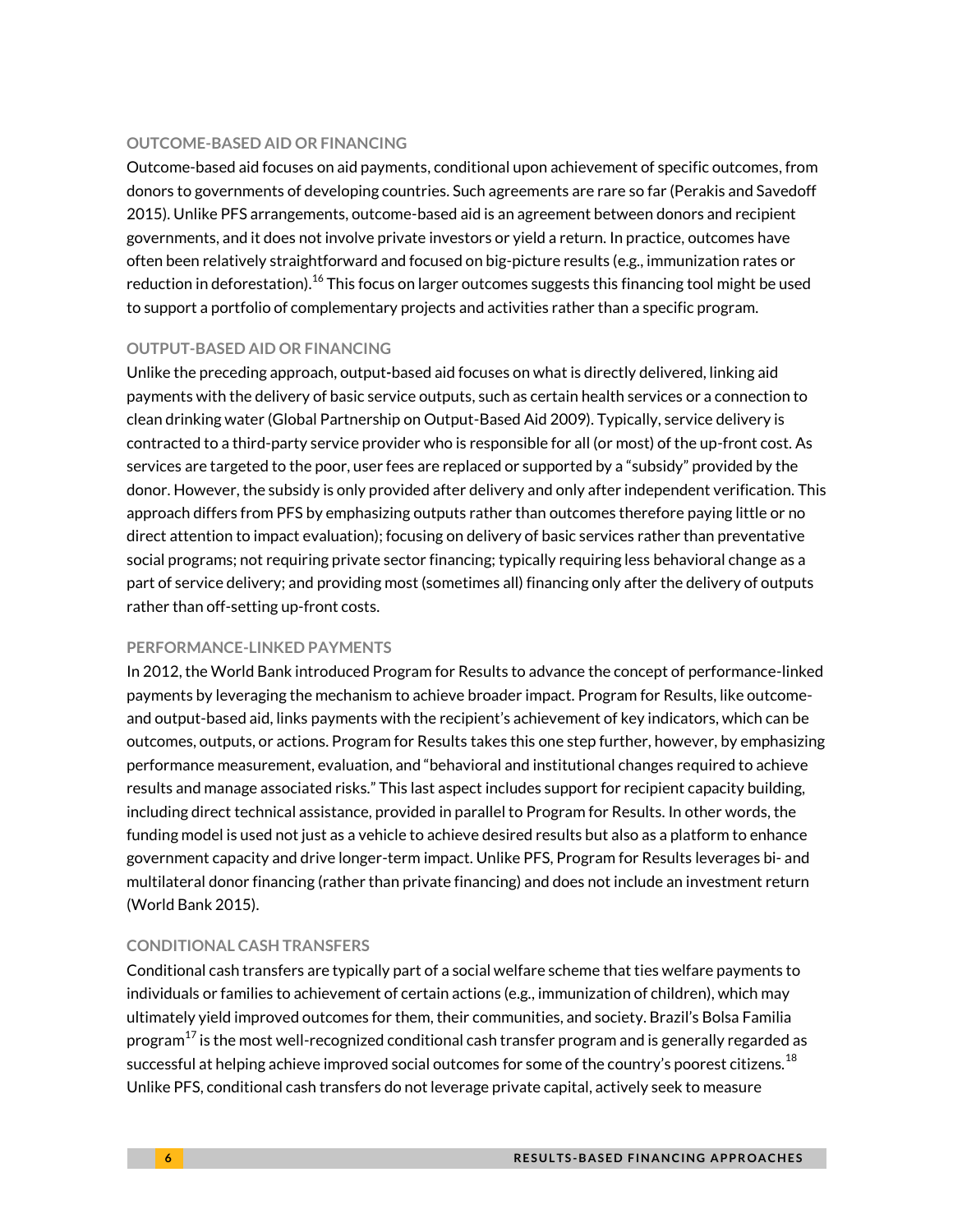### OUTCOME-BASED AID OR FINANCING

Outcome-based aid focuses on aid payments, conditional upon achievement of specific outcomes, from donors to governments of developing countries. Such agreements are rare so far (Perakis and Savedoff 2015). Unlike PFS arrangements, outcome-based aid is an agreement between donors and recipient governments, and it does not involve private investors or yield a return. In practice, outcomes have often been relatively straightforward and focused on big-picture results (e.g., immunization rates or reduction in deforestation).[16] This focus on larger outcomes suggests this financing tool might be used to support a portfolio of complementary projects and activities rather than a specific program.

### OUTPUT-BASED AID OR FINANCING

Unlike the preceding approach, output-based aid focuses on what is directly delivered, linking aid payments with the delivery of basic service outputs, such as certain health services or a connection to clean drinking water (Global Partnership on Output-Based Aid 2009). Typically, service delivery is contracted to a third-party service provider who is responsible for all (or most) of the up-front cost. As services are targeted to the poor, user fees are replaced or supported by a "subsidy" provided by the donor. However, the subsidy is only provided after delivery and only after independent verification. This approach differs from PFS by emphasizing outputs rather than outcomes therefore paying little or no direct attention to impact evaluation); focusing on delivery of basic services rather than preventative social programs; not requiring private sector financing; typically requiring less behavioral change as a part of service delivery; and providing most (sometimes all) financing only after the delivery of outputs rather than off-setting up-front costs.

### PERFORMANCE-LINKED PAYMENTS

In 2012, the World Bank introduced Program for Results to advance the concept of performance-linked payments by leveraging the mechanism to achieve broader impact. Program for Results, like outcome- and output-based aid, links payments with the recipient's achievement of key indicators, which can be outcomes, outputs, or actions. Program for Results takes this one step further, however, by emphasizing performance measurement, evaluation, and "behavioral and institutional changes required to achieve results and manage associated risks." This last aspect includes support for recipient capacity building, including direct technical assistance, provided in parallel to Program for Results. In other words, the funding model is used not just as a vehicle to achieve desired results but also as a platform to enhance government capacity and drive longer-term impact. Unlike PFS, Program for Results leverages bi- and multilateral donor financing (rather than private financing) and does not include an investment return (World Bank 2015).

### CONDITIONAL CASH TRANSFERS

Conditional cash transfers are typically part of a social welfare scheme that ties welfare payments to individuals or families to achievement of certain actions (e.g., immunization of children), which may ultimately yield improved outcomes for them, their communities, and society. Brazil's Bolsa Familia program[17] is the most well-recognized conditional cash transfer program and is generally regarded as successful at helping achieve improved social outcomes for some of the country's poorest citizens.[18] Unlike PFS, conditional cash transfers do not leverage private capital, actively seek to measure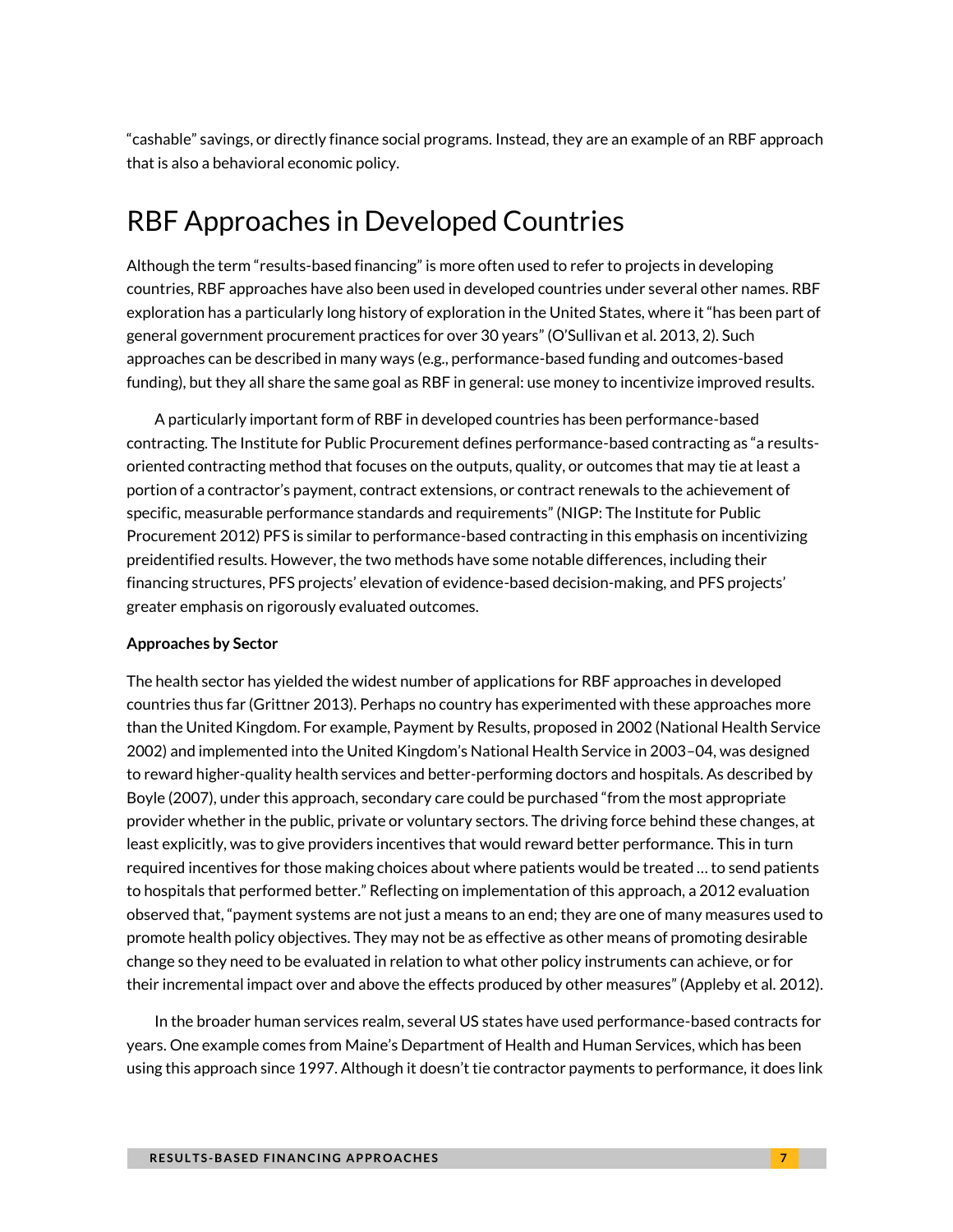"cashable" savings, or directly finance social programs. Instead, they are an example of an RBF approach that is also a behavioral economic policy.

## RBF Approaches in Developed Countries

Although the term "results-based financing" is more often used to refer to projects in developing countries, RBF approaches have also been used in developed countries under several other names. RBF exploration has a particularly long history of exploration in the United States, where it "has been part of general government procurement practices for over 30 years" (O'Sullivan et al. 2013, 2). Such approaches can be described in many ways (e.g., performance-based funding and outcomes-based funding), but they all share the same goal as RBF in general: use money to incentivize improved results.

A particularly important form of RBF in developed countries has been performance-based contracting. The Institute for Public Procurement defines performance-based contracting as "a results-oriented contracting method that focuses on the outputs, quality, or outcomes that may tie at least a portion of a contractor's payment, contract extensions, or contract renewals to the achievement of specific, measurable performance standards and requirements" (NIGP: The Institute for Public Procurement 2012) PFS is similar to performance-based contracting in this emphasis on incentivizing preidentified results. However, the two methods have some notable differences, including their financing structures, PFS projects' elevation of evidence-based decision-making, and PFS projects' greater emphasis on rigorously evaluated outcomes.

**Approaches by Sector**

The health sector has yielded the widest number of applications for RBF approaches in developed countries thus far (Grittner 2013). Perhaps no country has experimented with these approaches more than the United Kingdom. For example, Payment by Results, proposed in 2002 (National Health Service 2002) and implemented into the United Kingdom's National Health Service in 2003–04, was designed to reward higher-quality health services and better-performing doctors and hospitals. As described by Boyle (2007), under this approach, secondary care could be purchased "from the most appropriate provider whether in the public, private or voluntary sectors. The driving force behind these changes, at least explicitly, was to give providers incentives that would reward better performance. This in turn required incentives for those making choices about where patients would be treated … to send patients to hospitals that performed better." Reflecting on implementation of this approach, a 2012 evaluation observed that, "payment systems are not just a means to an end; they are one of many measures used to promote health policy objectives. They may not be as effective as other means of promoting desirable change so they need to be evaluated in relation to what other policy instruments can achieve, or for their incremental impact over and above the effects produced by other measures" (Appleby et al. 2012).

In the broader human services realm, several US states have used performance-based contracts for years. One example comes from Maine's Department of Health and Human Services, which has been using this approach since 1997. Although it doesn't tie contractor payments to performance, it does link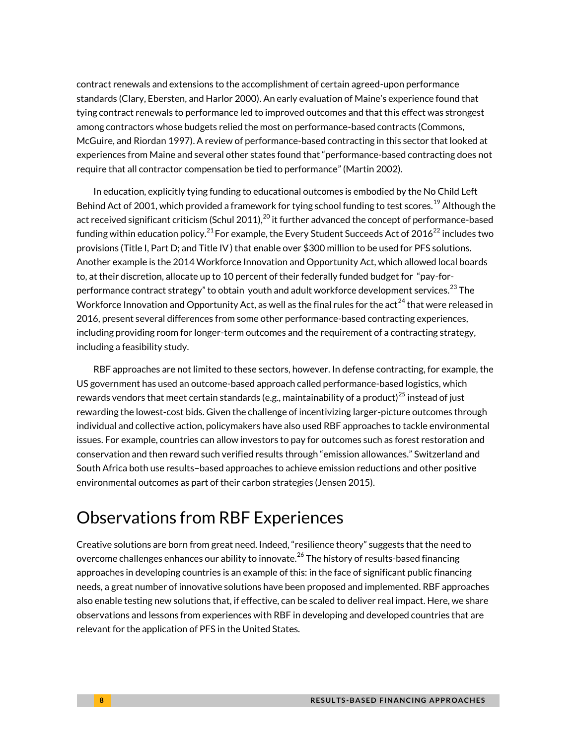contract renewals and extensions to the accomplishment of certain agreed-upon performance standards (Clary, Ebersten, and Harlor 2000). An early evaluation of Maine's experience found that tying contract renewals to performance led to improved outcomes and that this effect was strongest among contractors whose budgets relied the most on performance-based contracts (Commons, McGuire, and Riordan 1997). A review of performance-based contracting in this sector that looked at experiences from Maine and several other states found that "performance-based contracting does not require that all contractor compensation be tied to performance" (Martin 2002).

In education, explicitly tying funding to educational outcomes is embodied by the No Child Left Behind Act of 2001, which provided a framework for tying school funding to test scores.[19] Although the act received significant criticism (Schul 2011),[20] it further advanced the concept of performance-based funding within education policy.[21] For example, the Every Student Succeeds Act of 2016[22] includes two provisions (Title I, Part D; and Title IV) that enable over $300 million to be used for PFS solutions. Another example is the 2014 Workforce Innovation and Opportunity Act, which allowed local boards to, at their discretion, allocate up to 10 percent of their federally funded budget for "pay-for-performance contract strategy" to obtain youth and adult workforce development services.[23] The Workforce Innovation and Opportunity Act, as well as the final rules for the act[24] that were released in 2016, present several differences from some other performance-based contracting experiences, including providing room for longer-term outcomes and the requirement of a contracting strategy, including a feasibility study.

RBF approaches are not limited to these sectors, however. In defense contracting, for example, the US government has used an outcome-based approach called performance-based logistics, which rewards vendors that meet certain standards (e.g., maintainability of a product)[25] instead of just rewarding the lowest-cost bids. Given the challenge of incentivizing larger-picture outcomes through individual and collective action, policymakers have also used RBF approaches to tackle environmental issues. For example, countries can allow investors to pay for outcomes such as forest restoration and conservation and then reward such verified results through "emission allowances." Switzerland and South Africa both use results–based approaches to achieve emission reductions and other positive environmental outcomes as part of their carbon strategies (Jensen 2015).

## Observations from RBF Experiences

Creative solutions are born from great need. Indeed, "resilience theory" suggests that the need to overcome challenges enhances our ability to innovate.[26] The history of results-based financing approaches in developing countries is an example of this: in the face of significant public financing needs, a great number of innovative solutions have been proposed and implemented. RBF approaches also enable testing new solutions that, if effective, can be scaled to deliver real impact. Here, we share observations and lessons from experiences with RBF in developing and developed countries that are relevant for the application of PFS in the United States.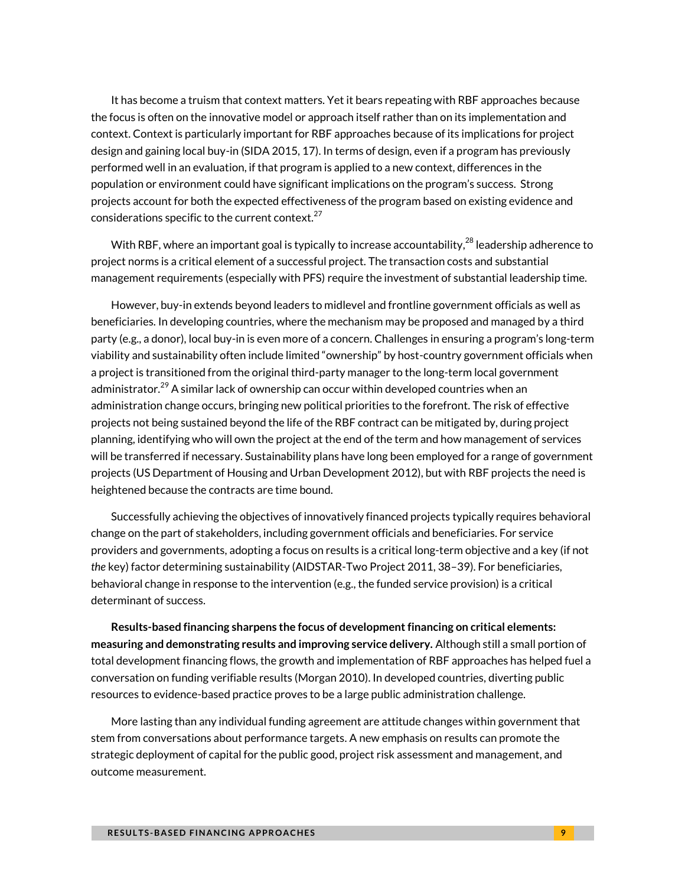It has become a truism that context matters. Yet it bears repeating with RBF approaches because the focus is often on the innovative model or approach itself rather than on its implementation and context. Context is particularly important for RBF approaches because of its implications for project design and gaining local buy-in (SIDA 2015, 17). In terms of design, even if a program has previously performed well in an evaluation, if that program is applied to a new context, differences in the population or environment could have significant implications on the program's success. Strong projects account for both the expected effectiveness of the program based on existing evidence and considerations specific to the current context.[27]

With RBF, where an important goal is typically to increase accountability,[28] leadership adherence to project norms is a critical element of a successful project. The transaction costs and substantial management requirements (especially with PFS) require the investment of substantial leadership time.

However, buy-in extends beyond leaders to midlevel and frontline government officials as well as beneficiaries. In developing countries, where the mechanism may be proposed and managed by a third party (e.g., a donor), local buy-in is even more of a concern. Challenges in ensuring a program's long-term viability and sustainability often include limited "ownership" by host-country government officials when a project is transitioned from the original third-party manager to the long-term local government administrator.[29] A similar lack of ownership can occur within developed countries when an administration change occurs, bringing new political priorities to the forefront. The risk of effective projects not being sustained beyond the life of the RBF contract can be mitigated by, during project planning, identifying who will own the project at the end of the term and how management of services will be transferred if necessary. Sustainability plans have long been employed for a range of government projects (US Department of Housing and Urban Development 2012), but with RBF projects the need is heightened because the contracts are time bound.

Successfully achieving the objectives of innovatively financed projects typically requires behavioral change on the part of stakeholders, including government officials and beneficiaries. For service providers and governments, adopting a focus on results is a critical long-term objective and a key (if not *the* key) factor determining sustainability (AIDSTAR-Two Project 2011, 38–39). For beneficiaries, behavioral change in response to the intervention (e.g., the funded service provision) is a critical determinant of success.

**Results-based financing sharpens the focus of development financing on critical elements: measuring and demonstrating results and improving service delivery.** Although still a small portion of total development financing flows, the growth and implementation of RBF approaches has helped fuel a conversation on funding verifiable results (Morgan 2010). In developed countries, diverting public resources to evidence-based practice proves to be a large public administration challenge.

More lasting than any individual funding agreement are attitude changes within government that stem from conversations about performance targets. A new emphasis on results can promote the strategic deployment of capital for the public good, project risk assessment and management, and outcome measurement.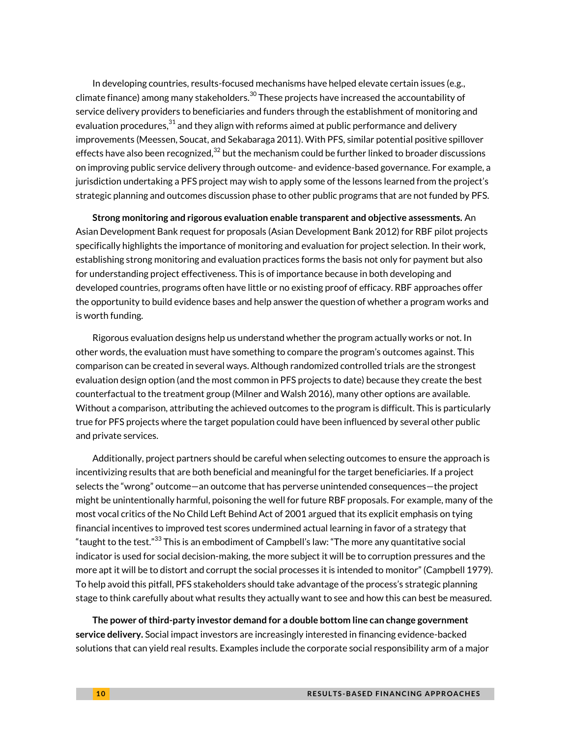In developing countries, results-focused mechanisms have helped elevate certain issues (e.g., climate finance) among many stakeholders.[30] These projects have increased the accountability of service delivery providers to beneficiaries and funders through the establishment of monitoring and evaluation procedures,[31] and they align with reforms aimed at public performance and delivery improvements (Meessen, Soucat, and Sekabaraga 2011). With PFS, similar potential positive spillover effects have also been recognized,[32] but the mechanism could be further linked to broader discussions on improving public service delivery through outcome- and evidence-based governance. For example, a jurisdiction undertaking a PFS project may wish to apply some of the lessons learned from the project's strategic planning and outcomes discussion phase to other public programs that are not funded by PFS.

**Strong monitoring and rigorous evaluation enable transparent and objective assessments.** An Asian Development Bank request for proposals (Asian Development Bank 2012) for RBF pilot projects specifically highlights the importance of monitoring and evaluation for project selection. In their work, establishing strong monitoring and evaluation practices forms the basis not only for payment but also for understanding project effectiveness. This is of importance because in both developing and developed countries, programs often have little or no existing proof of efficacy. RBF approaches offer the opportunity to build evidence bases and help answer the question of whether a program works and is worth funding.

Rigorous evaluation designs help us understand whether the program actually works or not. In other words, the evaluation must have something to compare the program's outcomes against. This comparison can be created in several ways. Although randomized controlled trials are the strongest evaluation design option (and the most common in PFS projects to date) because they create the best counterfactual to the treatment group (Milner and Walsh 2016), many other options are available. Without a comparison, attributing the achieved outcomes to the program is difficult. This is particularly true for PFS projects where the target population could have been influenced by several other public and private services.

Additionally, project partners should be careful when selecting outcomes to ensure the approach is incentivizing results that are both beneficial and meaningful for the target beneficiaries. If a project selects the "wrong" outcome—an outcome that has perverse unintended consequences—the project might be unintentionally harmful, poisoning the well for future RBF proposals. For example, many of the most vocal critics of the No Child Left Behind Act of 2001 argued that its explicit emphasis on tying financial incentives to improved test scores undermined actual learning in favor of a strategy that "taught to the test."[33] This is an embodiment of Campbell's law: "The more any quantitative social indicator is used for social decision-making, the more subject it will be to corruption pressures and the more apt it will be to distort and corrupt the social processes it is intended to monitor" (Campbell 1979). To help avoid this pitfall, PFS stakeholders should take advantage of the process's strategic planning stage to think carefully about what results they actually want to see and how this can best be measured.

**The power of third-party investor demand for a double bottom line can change government service delivery.** Social impact investors are increasingly interested in financing evidence-backed solutions that can yield real results. Examples include the corporate social responsibility arm of a major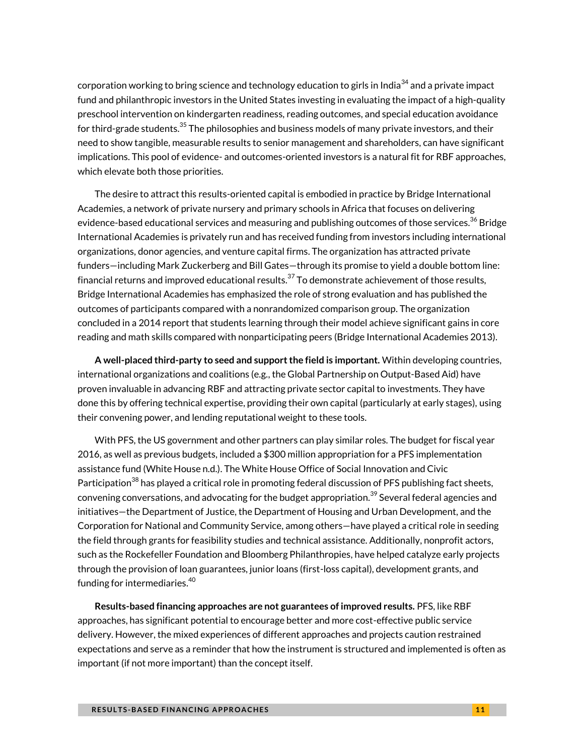corporation working to bring science and technology education to girls in India[34] and a private impact fund and philanthropic investors in the United States investing in evaluating the impact of a high-quality preschool intervention on kindergarten readiness, reading outcomes, and special education avoidance for third-grade students.[35] The philosophies and business models of many private investors, and their need to show tangible, measurable results to senior management and shareholders, can have significant implications. This pool of evidence- and outcomes-oriented investors is a natural fit for RBF approaches, which elevate both those priorities.

The desire to attract this results-oriented capital is embodied in practice by Bridge International Academies, a network of private nursery and primary schools in Africa that focuses on delivering evidence-based educational services and measuring and publishing outcomes of those services.[36] Bridge International Academies is privately run and has received funding from investors including international organizations, donor agencies, and venture capital firms. The organization has attracted private funders—including Mark Zuckerberg and Bill Gates—through its promise to yield a double bottom line: financial returns and improved educational results.[37] To demonstrate achievement of those results, Bridge International Academies has emphasized the role of strong evaluation and has published the outcomes of participants compared with a nonrandomized comparison group. The organization concluded in a 2014 report that students learning through their model achieve significant gains in core reading and math skills compared with nonparticipating peers (Bridge International Academies 2013).

**A well-placed third-party to seed and support the field is important.** Within developing countries, international organizations and coalitions (e.g., the Global Partnership on Output-Based Aid) have proven invaluable in advancing RBF and attracting private sector capital to investments. They have done this by offering technical expertise, providing their own capital (particularly at early stages), using their convening power, and lending reputational weight to these tools.

With PFS, the US government and other partners can play similar roles. The budget for fiscal year 2016, as well as previous budgets, included a $300 million appropriation for a PFS implementation assistance fund (White House n.d.). The White House Office of Social Innovation and Civic Participation[38] has played a critical role in promoting federal discussion of PFS publishing fact sheets, convening conversations, and advocating for the budget appropriation.[39] Several federal agencies and initiatives—the Department of Justice, the Department of Housing and Urban Development, and the Corporation for National and Community Service, among others—have played a critical role in seeding the field through grants for feasibility studies and technical assistance. Additionally, nonprofit actors, such as the Rockefeller Foundation and Bloomberg Philanthropies, have helped catalyze early projects through the provision of loan guarantees, junior loans (first-loss capital), development grants, and funding for intermediaries.[40]

**Results-based financing approaches are not guarantees of improved results.** PFS, like RBF approaches, has significant potential to encourage better and more cost-effective public service delivery. However, the mixed experiences of different approaches and projects caution restrained expectations and serve as a reminder that how the instrument is structured and implemented is often as important (if not more important) than the concept itself.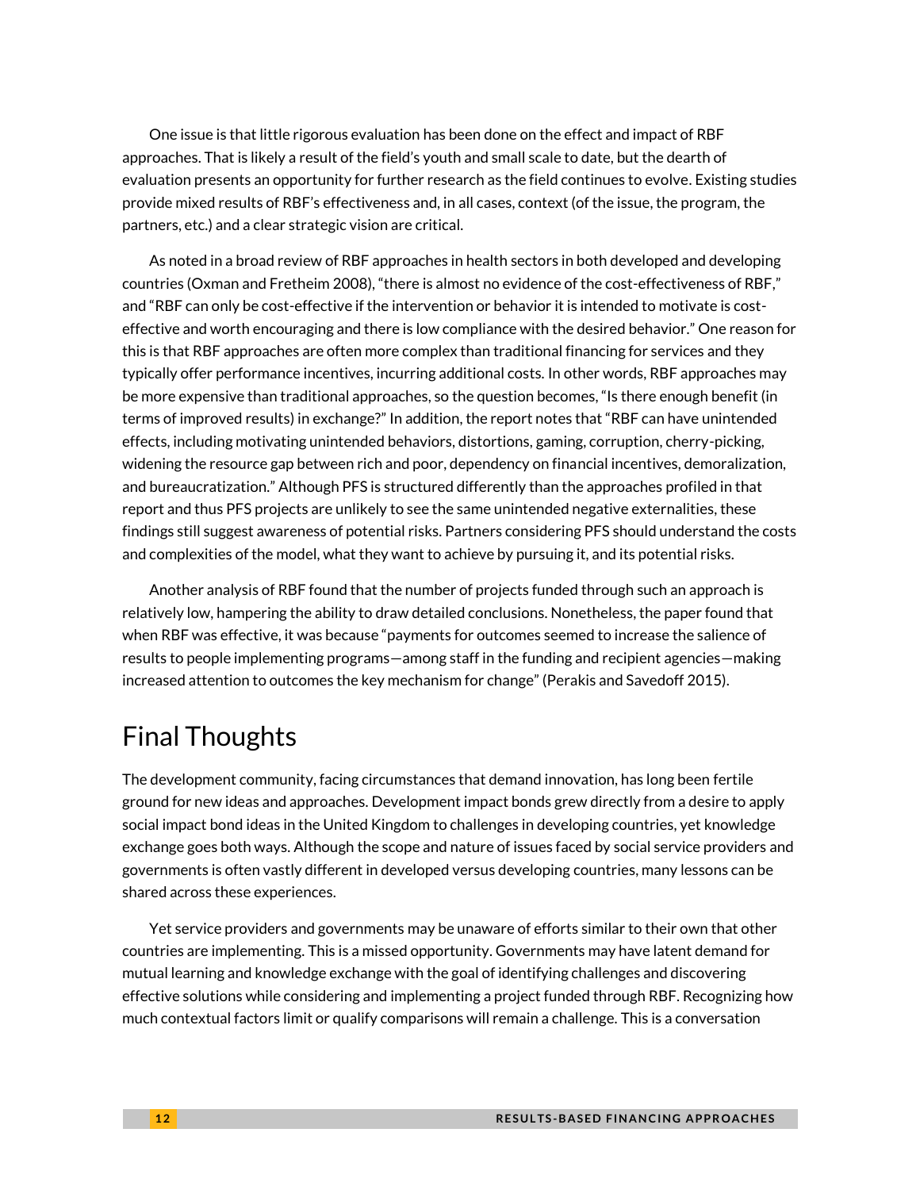One issue is that little rigorous evaluation has been done on the effect and impact of RBF approaches. That is likely a result of the field's youth and small scale to date, but the dearth of evaluation presents an opportunity for further research as the field continues to evolve. Existing studies provide mixed results of RBF's effectiveness and, in all cases, context (of the issue, the program, the partners, etc.) and a clear strategic vision are critical.

As noted in a broad review of RBF approaches in health sectors in both developed and developing countries (Oxman and Fretheim 2008), "there is almost no evidence of the cost-effectiveness of RBF," and "RBF can only be cost-effective if the intervention or behavior it is intended to motivate is cost-effective and worth encouraging and there is low compliance with the desired behavior." One reason for this is that RBF approaches are often more complex than traditional financing for services and they typically offer performance incentives, incurring additional costs. In other words, RBF approaches may be more expensive than traditional approaches, so the question becomes, "Is there enough benefit (in terms of improved results) in exchange?" In addition, the report notes that "RBF can have unintended effects, including motivating unintended behaviors, distortions, gaming, corruption, cherry-picking, widening the resource gap between rich and poor, dependency on financial incentives, demoralization, and bureaucratization." Although PFS is structured differently than the approaches profiled in that report and thus PFS projects are unlikely to see the same unintended negative externalities, these findings still suggest awareness of potential risks. Partners considering PFS should understand the costs and complexities of the model, what they want to achieve by pursuing it, and its potential risks.

Another analysis of RBF found that the number of projects funded through such an approach is relatively low, hampering the ability to draw detailed conclusions. Nonetheless, the paper found that when RBF was effective, it was because "payments for outcomes seemed to increase the salience of results to people implementing programs—among staff in the funding and recipient agencies—making increased attention to outcomes the key mechanism for change" (Perakis and Savedoff 2015).

# Final Thoughts

The development community, facing circumstances that demand innovation, has long been fertile ground for new ideas and approaches. Development impact bonds grew directly from a desire to apply social impact bond ideas in the United Kingdom to challenges in developing countries, yet knowledge exchange goes both ways. Although the scope and nature of issues faced by social service providers and governments is often vastly different in developed versus developing countries, many lessons can be shared across these experiences.

Yet service providers and governments may be unaware of efforts similar to their own that other countries are implementing. This is a missed opportunity. Governments may have latent demand for mutual learning and knowledge exchange with the goal of identifying challenges and discovering effective solutions while considering and implementing a project funded through RBF. Recognizing how much contextual factors limit or qualify comparisons will remain a challenge. This is a conversation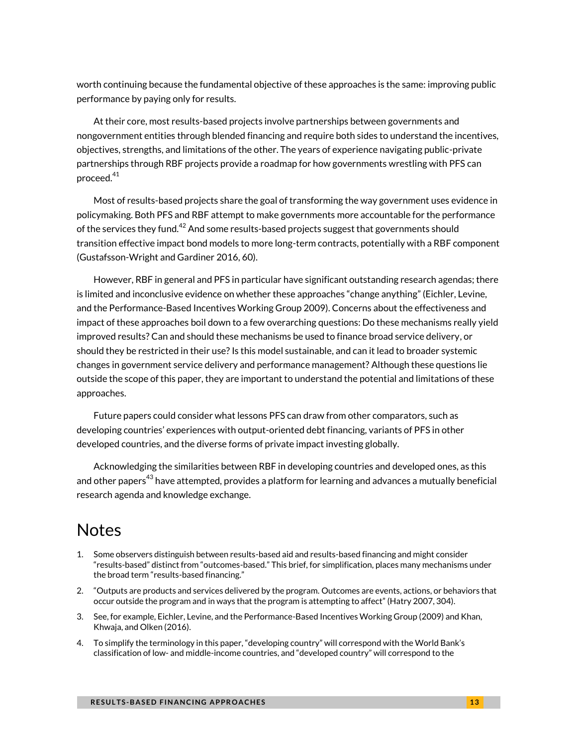worth continuing because the fundamental objective of these approaches is the same: improving public performance by paying only for results.

At their core, most results-based projects involve partnerships between governments and nongovernment entities through blended financing and require both sides to understand the incentives, objectives, strengths, and limitations of the other. The years of experience navigating public-private partnerships through RBF projects provide a roadmap for how governments wrestling with PFS can proceed.[41]

Most of results-based projects share the goal of transforming the way government uses evidence in policymaking. Both PFS and RBF attempt to make governments more accountable for the performance of the services they fund.[42] And some results-based projects suggest that governments should transition effective impact bond models to more long-term contracts, potentially with a RBF component (Gustafsson-Wright and Gardiner 2016, 60).

However, RBF in general and PFS in particular have significant outstanding research agendas; there is limited and inconclusive evidence on whether these approaches "change anything" (Eichler, Levine, and the Performance-Based Incentives Working Group 2009). Concerns about the effectiveness and impact of these approaches boil down to a few overarching questions: Do these mechanisms really yield improved results? Can and should these mechanisms be used to finance broad service delivery, or should they be restricted in their use? Is this model sustainable, and can it lead to broader systemic changes in government service delivery and performance management? Although these questions lie outside the scope of this paper, they are important to understand the potential and limitations of these approaches.

Future papers could consider what lessons PFS can draw from other comparators, such as developing countries' experiences with output-oriented debt financing, variants of PFS in other developed countries, and the diverse forms of private impact investing globally.

Acknowledging the similarities between RBF in developing countries and developed ones, as this and other papers[43] have attempted, provides a platform for learning and advances a mutually beneficial research agenda and knowledge exchange.

# Notes

1. Some observers distinguish between results-based aid and results-based financing and might consider "results-based" distinct from "outcomes-based." This brief, for simplification, places many mechanisms under the broad term "results-based financing."
2. "Outputs are products and services delivered by the program. Outcomes are events, actions, or behaviors that occur outside the program and in ways that the program is attempting to affect" (Hatry 2007, 304).
3. See, for example, Eichler, Levine, and the Performance-Based Incentives Working Group (2009) and Khan, Khwaja, and Olken (2016).
4. To simplify the terminology in this paper, "developing country" will correspond with the World Bank's classification of low- and middle-income countries, and "developed country" will correspond to the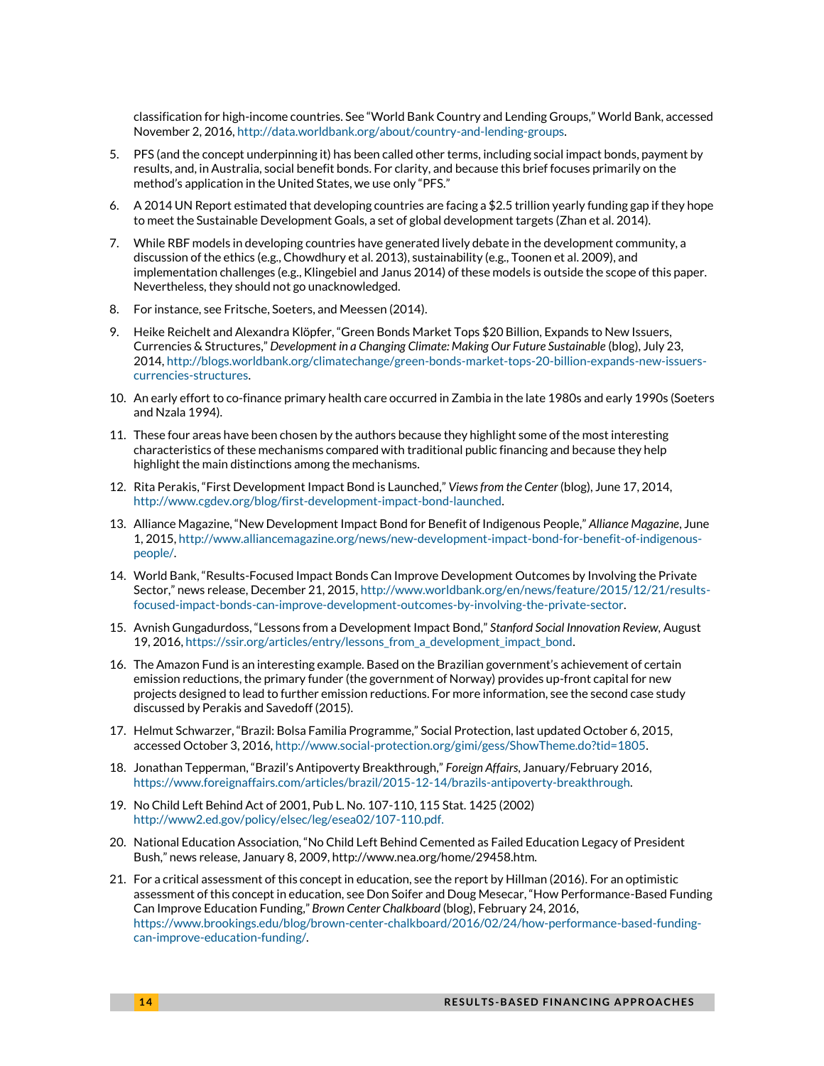classification for high-income countries. See "World Bank Country and Lending Groups," World Bank, accessed November 2, 2016, http://data.worldbank.org/about/country-and-lending-groups.

5. PFS (and the concept underpinning it) has been called other terms, including social impact bonds, payment by results, and, in Australia, social benefit bonds. For clarity, and because this brief focuses primarily on the method's application in the United States, we use only "PFS."

6. A 2014 UN Report estimated that developing countries are facing a $2.5 trillion yearly funding gap if they hope to meet the Sustainable Development Goals, a set of global development targets (Zhan et al. 2014).

7. While RBF models in developing countries have generated lively debate in the development community, a discussion of the ethics (e.g., Chowdhury et al. 2013), sustainability (e.g., Toonen et al. 2009), and implementation challenges (e.g., Klingebiel and Janus 2014) of these models is outside the scope of this paper. Nevertheless, they should not go unacknowledged.

8. For instance, see Fritsche, Soeters, and Meessen (2014).

9. Heike Reichelt and Alexandra Klöpfer, "Green Bonds Market Tops $20 Billion, Expands to New Issuers, Currencies & Structures," *Development in a Changing Climate: Making Our Future Sustainable* (blog), July 23, 2014, http://blogs.worldbank.org/climatechange/green-bonds-market-tops-20-billion-expands-new-issuers-currencies-structures.

10. An early effort to co-finance primary health care occurred in Zambia in the late 1980s and early 1990s (Soeters and Nzala 1994).

11. These four areas have been chosen by the authors because they highlight some of the most interesting characteristics of these mechanisms compared with traditional public financing and because they help highlight the main distinctions among the mechanisms.

12. Rita Perakis, "First Development Impact Bond is Launched," *Views from the Center* (blog), June 17, 2014, http://www.cgdev.org/blog/first-development-impact-bond-launched.

13. Alliance Magazine, "New Development Impact Bond for Benefit of Indigenous People," *Alliance Magazine*, June 1, 2015, http://www.alliancemagazine.org/news/new-development-impact-bond-for-benefit-of-indigenous-people/.

14. World Bank, "Results-Focused Impact Bonds Can Improve Development Outcomes by Involving the Private Sector," news release, December 21, 2015, http://www.worldbank.org/en/news/feature/2015/12/21/results-focused-impact-bonds-can-improve-development-outcomes-by-involving-the-private-sector.

15. Avnish Gungadurdoss, "Lessons from a Development Impact Bond," *Stanford Social Innovation Review*, August 19, 2016, https://ssir.org/articles/entry/lessons_from_a_development_impact_bond.

16. The Amazon Fund is an interesting example. Based on the Brazilian government's achievement of certain emission reductions, the primary funder (the government of Norway) provides up-front capital for new projects designed to lead to further emission reductions. For more information, see the second case study discussed by Perakis and Savedoff (2015).

17. Helmut Schwarzer, "Brazil: Bolsa Familia Programme," Social Protection, last updated October 6, 2015, accessed October 3, 2016, http://www.social-protection.org/gimi/gess/ShowTheme.do?tid=1805.

18. Jonathan Tepperman, "Brazil's Antipoverty Breakthrough," *Foreign Affairs*, January/February 2016, https://www.foreignaffairs.com/articles/brazil/2015-12-14/brazils-antipoverty-breakthrough.

19. No Child Left Behind Act of 2001, Pub L. No. 107-110, 115 Stat. 1425 (2002) http://www2.ed.gov/policy/elsec/leg/esea02/107-110.pdf.

20. National Education Association, "No Child Left Behind Cemented as Failed Education Legacy of President Bush," news release, January 8, 2009, http://www.nea.org/home/29458.htm.

21. For a critical assessment of this concept in education, see the report by Hillman (2016). For an optimistic assessment of this concept in education, see Don Soifer and Doug Mesecar, "How Performance-Based Funding Can Improve Education Funding," *Brown Center Chalkboard* (blog), February 24, 2016, https://www.brookings.edu/blog/brown-center-chalkboard/2016/02/24/how-performance-based-funding-can-improve-education-funding/.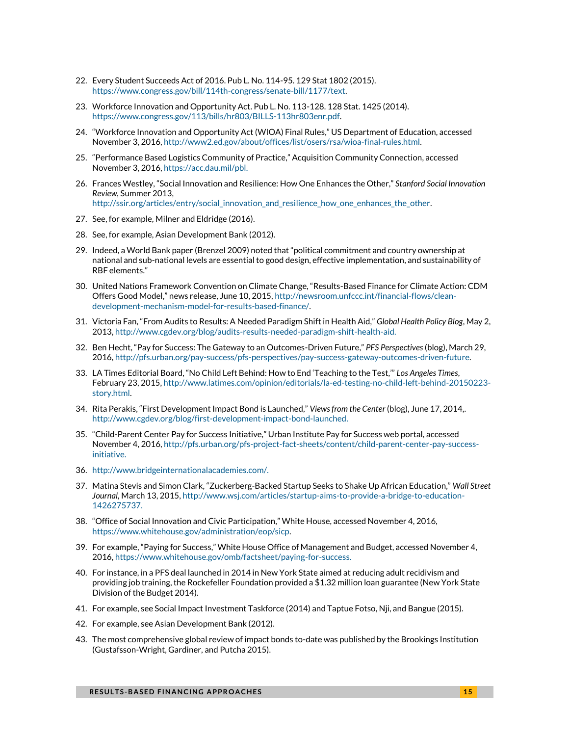22. Every Student Succeeds Act of 2016. Pub L. No. 114-95. 129 Stat 1802 (2015). https://www.congress.gov/bill/114th-congress/senate-bill/1177/text.

23. Workforce Innovation and Opportunity Act. Pub L. No. 113-128. 128 Stat. 1425 (2014). https://www.congress.gov/113/bills/hr803/BILLS-113hr803enr.pdf.

24. "Workforce Innovation and Opportunity Act (WIOA) Final Rules," US Department of Education, accessed November 3, 2016, http://www2.ed.gov/about/offices/list/osers/rsa/wioa-final-rules.html.

25. "Performance Based Logistics Community of Practice," Acquisition Community Connection, accessed November 3, 2016, https://acc.dau.mil/pbl.

26. Frances Westley, "Social Innovation and Resilience: How One Enhances the Other," *Stanford Social Innovation Review*, Summer 2013, http://ssir.org/articles/entry/social_innovation_and_resilience_how_one_enhances_the_other.

27. See, for example, Milner and Eldridge (2016).

28. See, for example, Asian Development Bank (2012).

29. Indeed, a World Bank paper (Brenzel 2009) noted that "political commitment and country ownership at national and sub-national levels are essential to good design, effective implementation, and sustainability of RBF elements."

30. United Nations Framework Convention on Climate Change, "Results-Based Finance for Climate Action: CDM Offers Good Model," news release, June 10, 2015, http://newsroom.unfccc.int/financial-flows/clean-development-mechanism-model-for-results-based-finance/.

31. Victoria Fan, "From Audits to Results: A Needed Paradigm Shift in Health Aid," *Global Health Policy Blog*, May 2, 2013, http://www.cgdev.org/blog/audits-results-needed-paradigm-shift-health-aid.

32. Ben Hecht, "Pay for Success: The Gateway to an Outcomes-Driven Future," *PFS Perspectives* (blog), March 29, 2016, http://pfs.urban.org/pay-success/pfs-perspectives/pay-success-gateway-outcomes-driven-future.

33. LA Times Editorial Board, "No Child Left Behind: How to End 'Teaching to the Test,'" *Los Angeles Times*, February 23, 2015, http://www.latimes.com/opinion/editorials/la-ed-testing-no-child-left-behind-20150223-story.html.

34. Rita Perakis, "First Development Impact Bond is Launched," *Views from the Center* (blog), June 17, 2014,. http://www.cgdev.org/blog/first-development-impact-bond-launched.

35. "Child-Parent Center Pay for Success Initiative," Urban Institute Pay for Success web portal, accessed November 4, 2016, http://pfs.urban.org/pfs-project-fact-sheets/content/child-parent-center-pay-success-initiative.

36. http://www.bridgeinternationalacademies.com/.

37. Matina Stevis and Simon Clark, "Zuckerberg-Backed Startup Seeks to Shake Up African Education," *Wall Street Journal*, March 13, 2015, http://www.wsj.com/articles/startup-aims-to-provide-a-bridge-to-education-1426275737.

38. "Office of Social Innovation and Civic Participation," White House, accessed November 4, 2016, https://www.whitehouse.gov/administration/eop/sicp.

39. For example, "Paying for Success," White House Office of Management and Budget, accessed November 4, 2016, https://www.whitehouse.gov/omb/factsheet/paying-for-success.

40. For instance, in a PFS deal launched in 2014 in New York State aimed at reducing adult recidivism and providing job training, the Rockefeller Foundation provided a $1.32 million loan guarantee (New York State Division of the Budget 2014).

41. For example, see Social Impact Investment Taskforce (2014) and Taptue Fotso, Nji, and Bangue (2015).

42. For example, see Asian Development Bank (2012).

43. The most comprehensive global review of impact bonds to-date was published by the Brookings Institution (Gustafsson-Wright, Gardiner, and Putcha 2015).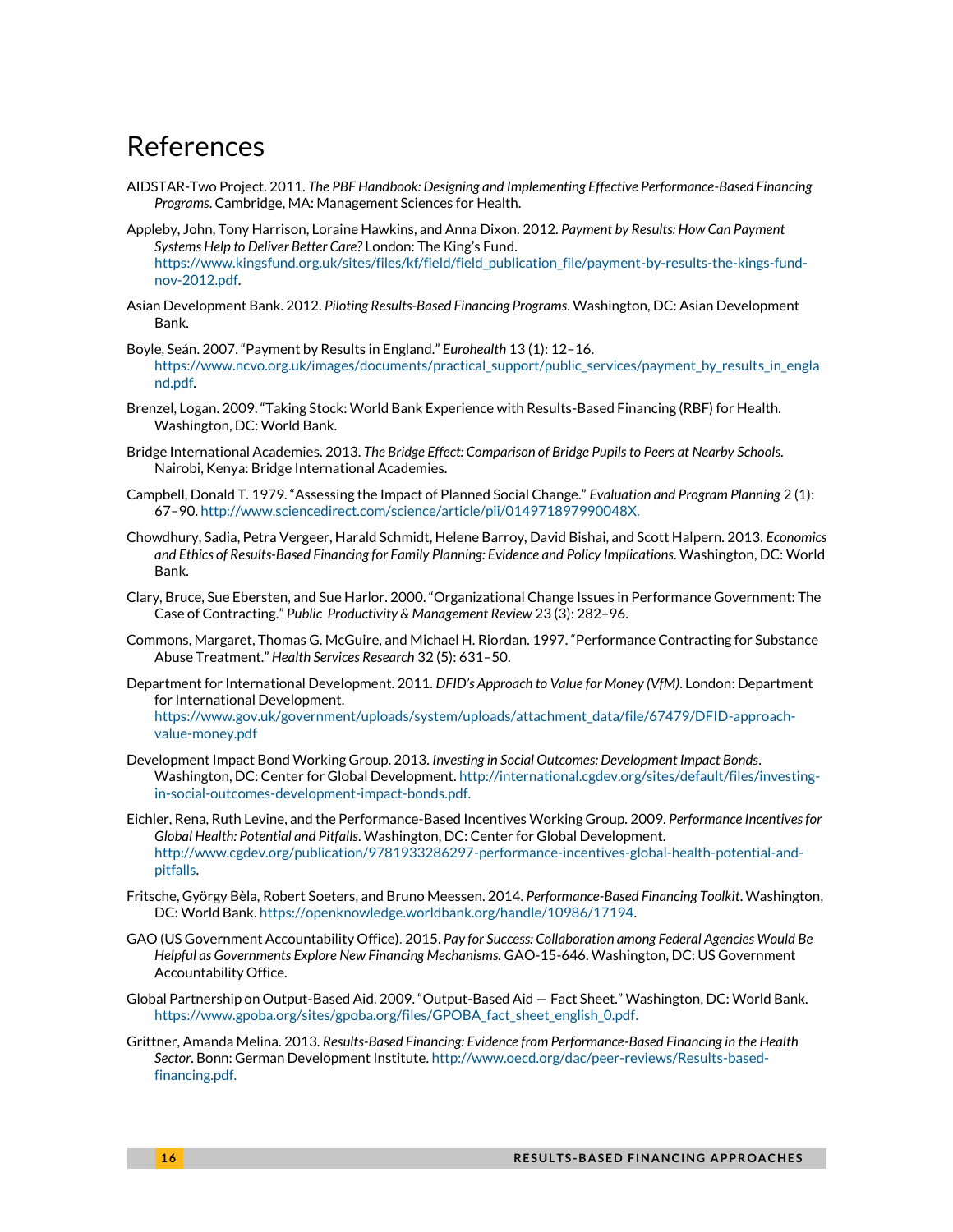# References

AIDSTAR-Two Project. 2011. *The PBF Handbook: Designing and Implementing Effective Performance-Based Financing Programs*. Cambridge, MA: Management Sciences for Health.

Appleby, John, Tony Harrison, Loraine Hawkins, and Anna Dixon. 2012. *Payment by Results: How Can Payment Systems Help to Deliver Better Care?* London: The King's Fund. https://www.kingsfund.org.uk/sites/files/kf/field/field_publication_file/payment-by-results-the-kings-fund-nov-2012.pdf.

Asian Development Bank. 2012. *Piloting Results-Based Financing Programs*. Washington, DC: Asian Development Bank.

Boyle, Seán. 2007. "Payment by Results in England." *Eurohealth* 13 (1): 12–16. https://www.ncvo.org.uk/images/documents/practical_support/public_services/payment_by_results_in_england.pdf.

Brenzel, Logan. 2009. "Taking Stock: World Bank Experience with Results-Based Financing (RBF) for Health. Washington, DC: World Bank.

Bridge International Academies. 2013. *The Bridge Effect: Comparison of Bridge Pupils to Peers at Nearby Schools*. Nairobi, Kenya: Bridge International Academies.

Campbell, Donald T. 1979. "Assessing the Impact of Planned Social Change." *Evaluation and Program Planning* 2 (1): 67–90. http://www.sciencedirect.com/science/article/pii/014971897990048X.

Chowdhury, Sadia, Petra Vergeer, Harald Schmidt, Helene Barroy, David Bishai, and Scott Halpern. 2013. *Economics and Ethics of Results-Based Financing for Family Planning: Evidence and Policy Implications*. Washington, DC: World Bank.

Clary, Bruce, Sue Ebersten, and Sue Harlor. 2000. "Organizational Change Issues in Performance Government: The Case of Contracting." *Public Productivity & Management Review* 23 (3): 282–96.

Commons, Margaret, Thomas G. McGuire, and Michael H. Riordan. 1997. "Performance Contracting for Substance Abuse Treatment." *Health Services Research* 32 (5): 631–50.

Department for International Development. 2011. *DFID's Approach to Value for Money (VfM)*. London: Department for International Development. https://www.gov.uk/government/uploads/system/uploads/attachment_data/file/67479/DFID-approach-value-money.pdf

Development Impact Bond Working Group. 2013. *Investing in Social Outcomes: Development Impact Bonds*. Washington, DC: Center for Global Development. http://international.cgdev.org/sites/default/files/investing-in-social-outcomes-development-impact-bonds.pdf.

Eichler, Rena, Ruth Levine, and the Performance-Based Incentives Working Group. 2009. *Performance Incentives for Global Health: Potential and Pitfalls*. Washington, DC: Center for Global Development. http://www.cgdev.org/publication/9781933286297-performance-incentives-global-health-potential-and-pitfalls.

Fritsche, György Bèla, Robert Soeters, and Bruno Meessen. 2014. *Performance-Based Financing Toolkit*. Washington, DC: World Bank. https://openknowledge.worldbank.org/handle/10986/17194.

GAO (US Government Accountability Office). 2015. *Pay for Success: Collaboration among Federal Agencies Would Be Helpful as Governments Explore New Financing Mechanisms.* GAO-15-646. Washington, DC: US Government Accountability Office.

Global Partnership on Output-Based Aid. 2009. "Output-Based Aid — Fact Sheet." Washington, DC: World Bank. https://www.gpoba.org/sites/gpoba.org/files/GPOBA_fact_sheet_english_0.pdf.

Grittner, Amanda Melina. 2013. *Results-Based Financing: Evidence from Performance-Based Financing in the Health Sector*. Bonn: German Development Institute. http://www.oecd.org/dac/peer-reviews/Results-based-financing.pdf.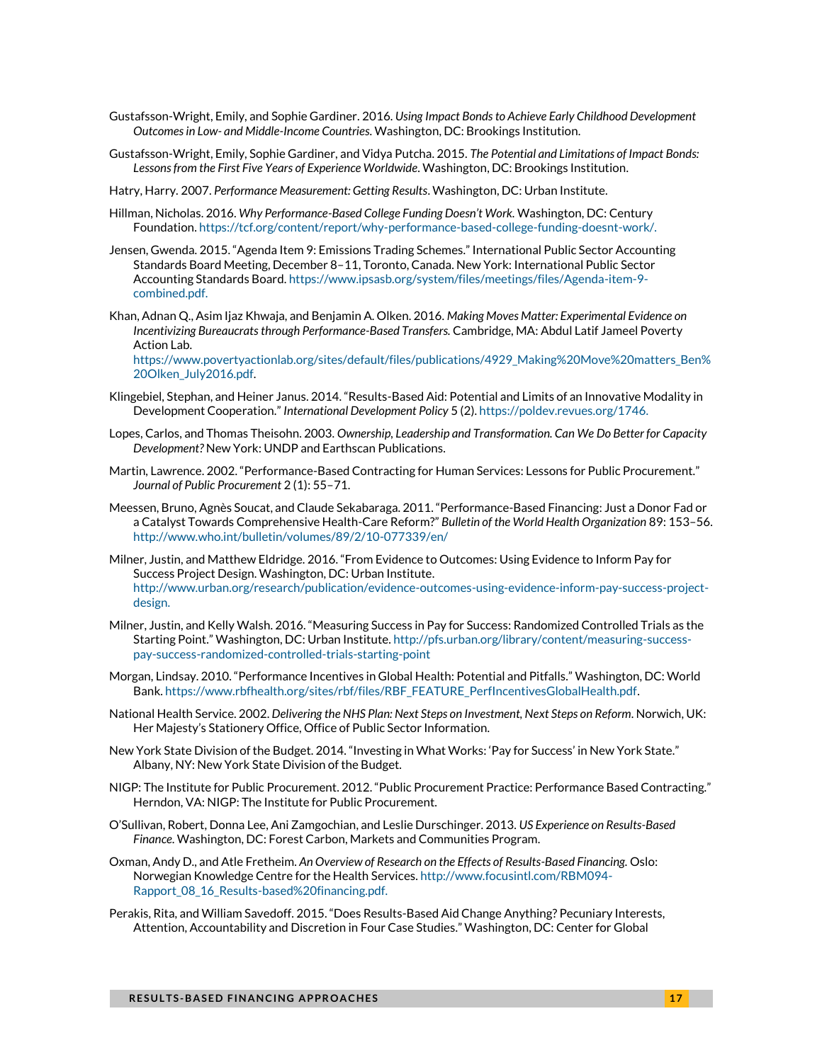Gustafsson-Wright, Emily, and Sophie Gardiner. 2016. *Using Impact Bonds to Achieve Early Childhood Development Outcomes in Low- and Middle-Income Countries.* Washington, DC: Brookings Institution.

Gustafsson-Wright, Emily, Sophie Gardiner, and Vidya Putcha. 2015. *The Potential and Limitations of Impact Bonds: Lessons from the First Five Years of Experience Worldwide*. Washington, DC: Brookings Institution.

Hatry, Harry. 2007. *Performance Measurement: Getting Results*. Washington, DC: Urban Institute.

Hillman, Nicholas. 2016. *Why Performance-Based College Funding Doesn't Work.* Washington, DC: Century Foundation. https://tcf.org/content/report/why-performance-based-college-funding-doesnt-work/.

Jensen, Gwenda. 2015. "Agenda Item 9: Emissions Trading Schemes." International Public Sector Accounting Standards Board Meeting, December 8–11, Toronto, Canada. New York: International Public Sector Accounting Standards Board. https://www.ipsasb.org/system/files/meetings/files/Agenda-item-9-combined.pdf.

Khan, Adnan Q., Asim Ijaz Khwaja, and Benjamin A. Olken. 2016. *Making Moves Matter: Experimental Evidence on Incentivizing Bureaucrats through Performance-Based Transfers.* Cambridge, MA: Abdul Latif Jameel Poverty Action Lab. https://www.povertyactionlab.org/sites/default/files/publications/4929_Making%20Move%20matters_Ben%20Olken_July2016.pdf.

Klingebiel, Stephan, and Heiner Janus. 2014. "Results-Based Aid: Potential and Limits of an Innovative Modality in Development Cooperation." *International Development Policy* 5 (2). https://poldev.revues.org/1746.

Lopes, Carlos, and Thomas Theisohn. 2003. *Ownership, Leadership and Transformation. Can We Do Better for Capacity Development?* New York: UNDP and Earthscan Publications.

Martin, Lawrence. 2002. "Performance-Based Contracting for Human Services: Lessons for Public Procurement." *Journal of Public Procurement* 2 (1): 55–71.

Meessen, Bruno, Agnès Soucat, and Claude Sekabaraga. 2011. "Performance-Based Financing: Just a Donor Fad or a Catalyst Towards Comprehensive Health-Care Reform?" *Bulletin of the World Health Organization* 89: 153–56. http://www.who.int/bulletin/volumes/89/2/10-077339/en/

Milner, Justin, and Matthew Eldridge. 2016. "From Evidence to Outcomes: Using Evidence to Inform Pay for Success Project Design. Washington, DC: Urban Institute. http://www.urban.org/research/publication/evidence-outcomes-using-evidence-inform-pay-success-project-design.

Milner, Justin, and Kelly Walsh. 2016. "Measuring Success in Pay for Success: Randomized Controlled Trials as the Starting Point." Washington, DC: Urban Institute. http://pfs.urban.org/library/content/measuring-success-pay-success-randomized-controlled-trials-starting-point

Morgan, Lindsay. 2010. "Performance Incentives in Global Health: Potential and Pitfalls." Washington, DC: World Bank. https://www.rbfhealth.org/sites/rbf/files/RBF_FEATURE_PerfIncentivesGlobalHealth.pdf.

National Health Service. 2002. *Delivering the NHS Plan: Next Steps on Investment, Next Steps on Reform*. Norwich, UK: Her Majesty's Stationery Office, Office of Public Sector Information.

New York State Division of the Budget. 2014. "Investing in What Works: 'Pay for Success' in New York State." Albany, NY: New York State Division of the Budget.

NIGP: The Institute for Public Procurement. 2012. "Public Procurement Practice: Performance Based Contracting." Herndon, VA: NIGP: The Institute for Public Procurement.

O'Sullivan, Robert, Donna Lee, Ani Zamgochian, and Leslie Durschinger. 2013. *US Experience on Results-Based Finance.* Washington, DC: Forest Carbon, Markets and Communities Program.

Oxman, Andy D., and Atle Fretheim. *An Overview of Research on the Effects of Results-Based Financing.* Oslo: Norwegian Knowledge Centre for the Health Services. http://www.focusintl.com/RBM094-Rapport_08_16_Results-based%20financing.pdf.

Perakis, Rita, and William Savedoff. 2015. "Does Results-Based Aid Change Anything? Pecuniary Interests, Attention, Accountability and Discretion in Four Case Studies." Washington, DC: Center for Global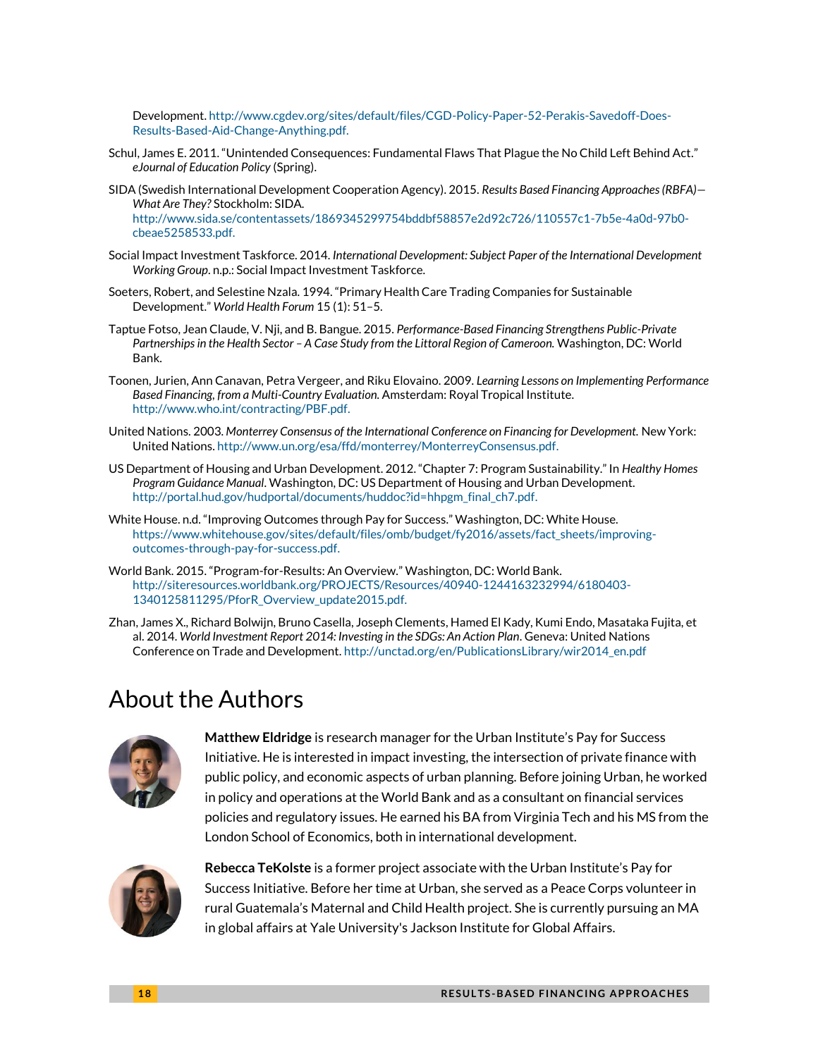Development. http://www.cgdev.org/sites/default/files/CGD-Policy-Paper-52-Perakis-Savedoff-Does-Results-Based-Aid-Change-Anything.pdf.

Schul, James E. 2011. "Unintended Consequences: Fundamental Flaws That Plague the No Child Left Behind Act." *eJournal of Education Policy* (Spring).

SIDA (Swedish International Development Cooperation Agency). 2015. *Results Based Financing Approaches (RBFA)—What Are They?* Stockholm: SIDA. http://www.sida.se/contentassets/1869345299754bddbf58857e2d92c726/110557c1-7b5e-4a0d-97b0-cbeae5258533.pdf.

Social Impact Investment Taskforce. 2014. *International Development: Subject Paper of the International Development Working Group*. n.p.: Social Impact Investment Taskforce.

Soeters, Robert, and Selestine Nzala. 1994. "Primary Health Care Trading Companies for Sustainable Development." *World Health Forum* 15 (1): 51–5.

Taptue Fotso, Jean Claude, V. Nji, and B. Bangue. 2015. *Performance-Based Financing Strengthens Public-Private Partnerships in the Health Sector – A Case Study from the Littoral Region of Cameroon.* Washington, DC: World Bank.

Toonen, Jurien, Ann Canavan, Petra Vergeer, and Riku Elovaino. 2009. *Learning Lessons on Implementing Performance Based Financing, from a Multi-Country Evaluation.* Amsterdam: Royal Tropical Institute. http://www.who.int/contracting/PBF.pdf.

United Nations. 2003. *Monterrey Consensus of the International Conference on Financing for Development.* New York: United Nations. http://www.un.org/esa/ffd/monterrey/MonterreyConsensus.pdf.

US Department of Housing and Urban Development. 2012. "Chapter 7: Program Sustainability." In *Healthy Homes Program Guidance Manual*. Washington, DC: US Department of Housing and Urban Development. http://portal.hud.gov/hudportal/documents/huddoc?id=hhpgm_final_ch7.pdf.

White House. n.d. "Improving Outcomes through Pay for Success." Washington, DC: White House. https://www.whitehouse.gov/sites/default/files/omb/budget/fy2016/assets/fact_sheets/improving-outcomes-through-pay-for-success.pdf.

World Bank. 2015. "Program-for-Results: An Overview." Washington, DC: World Bank. http://siteresources.worldbank.org/PROJECTS/Resources/40940-1244163232994/6180403-1340125811295/PforR_Overview_update2015.pdf.

Zhan, James X., Richard Bolwijn, Bruno Casella, Joseph Clements, Hamed El Kady, Kumi Endo, Masataka Fujita, et al. 2014. *World Investment Report 2014: Investing in the SDGs: An Action Plan*. Geneva: United Nations Conference on Trade and Development. http://unctad.org/en/PublicationsLibrary/wir2014_en.pdf

# About the Authors

**Matthew Eldridge** is research manager for the Urban Institute's Pay for Success Initiative. He is interested in impact investing, the intersection of private finance with public policy, and economic aspects of urban planning. Before joining Urban, he worked in policy and operations at the World Bank and as a consultant on financial services policies and regulatory issues. He earned his BA from Virginia Tech and his MS from the London School of Economics, both in international development.

**Rebecca TeKolste** is a former project associate with the Urban Institute's Pay for Success Initiative. Before her time at Urban, she served as a Peace Corps volunteer in rural Guatemala's Maternal and Child Health project. She is currently pursuing an MA in global affairs at Yale University's Jackson Institute for Global Affairs.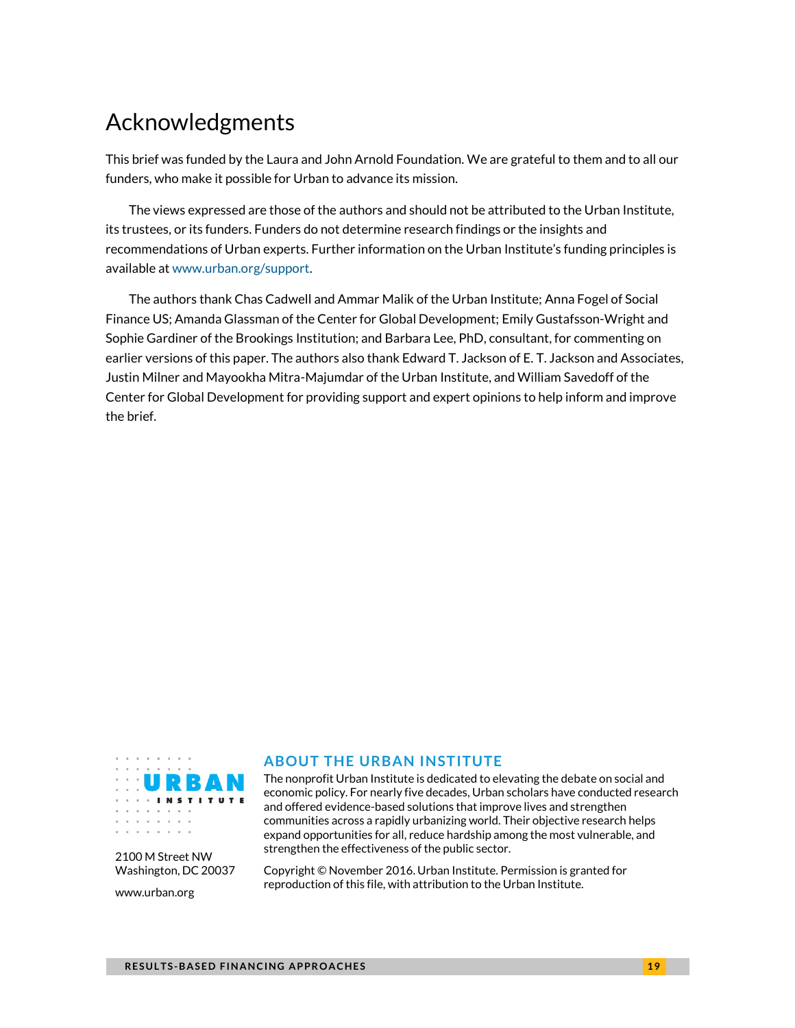# Acknowledgments

This brief was funded by the Laura and John Arnold Foundation. We are grateful to them and to all our funders, who make it possible for Urban to advance its mission.

The views expressed are those of the authors and should not be attributed to the Urban Institute, its trustees, or its funders. Funders do not determine research findings or the insights and recommendations of Urban experts. Further information on the Urban Institute's funding principles is available at www.urban.org/support.

The authors thank Chas Cadwell and Ammar Malik of the Urban Institute; Anna Fogel of Social Finance US; Amanda Glassman of the Center for Global Development; Emily Gustafsson-Wright and Sophie Gardiner of the Brookings Institution; and Barbara Lee, PhD, consultant, for commenting on earlier versions of this paper. The authors also thank Edward T. Jackson of E. T. Jackson and Associates, Justin Milner and Mayookha Mitra-Majumdar of the Urban Institute, and William Savedoff of the Center for Global Development for providing support and expert opinions to help inform and improve the brief.

URBAN INSTITUTE

2100 M Street NW
Washington, DC 20037

www.urban.org

## ABOUT THE URBAN INSTITUTE

The nonprofit Urban Institute is dedicated to elevating the debate on social and economic policy. For nearly five decades, Urban scholars have conducted research and offered evidence-based solutions that improve lives and strengthen communities across a rapidly urbanizing world. Their objective research helps expand opportunities for all, reduce hardship among the most vulnerable, and strengthen the effectiveness of the public sector.

Copyright © November 2016. Urban Institute. Permission is granted for reproduction of this file, with attribution to the Urban Institute.